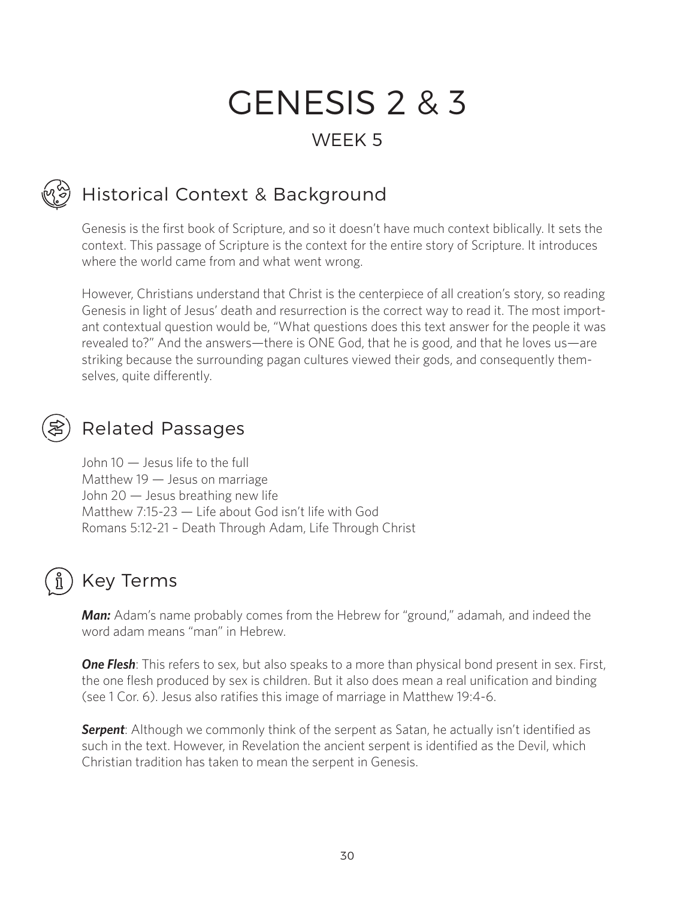# GENESIS 2 & 3

## WEEK 5

## Historical Context & Background

Genesis is the first book of Scripture, and so it doesn't have much context biblically. It sets the context. This passage of Scripture is the context for the entire story of Scripture. It introduces where the world came from and what went wrong.

However, Christians understand that Christ is the centerpiece of all creation's story, so reading Genesis in light of Jesus' death and resurrection is the correct way to read it. The most important contextual question would be, "What questions does this text answer for the people it was revealed to?" And the answers—there is ONE God, that he is good, and that he loves us—are striking because the surrounding pagan cultures viewed their gods, and consequently themselves, quite differently.

## Related Passages

John 10 — Jesus life to the full
Matthew 19 — Jesus on marriage
John 20 — Jesus breathing new life
Matthew 7:15-23 — Life about God isn't life with God
Romans 5:12-21 – Death Through Adam, Life Through Christ

## Key Terms

***Man:*** Adam's name probably comes from the Hebrew for "ground," adamah, and indeed the word adam means "man" in Hebrew.

***One Flesh***: This refers to sex, but also speaks to a more than physical bond present in sex. First, the one flesh produced by sex is children. But it also does mean a real unification and binding (see 1 Cor. 6). Jesus also ratifies this image of marriage in Matthew 19:4-6.

***Serpent***: Although we commonly think of the serpent as Satan, he actually isn't identified as such in the text. However, in Revelation the ancient serpent is identified as the Devil, which Christian tradition has taken to mean the serpent in Genesis.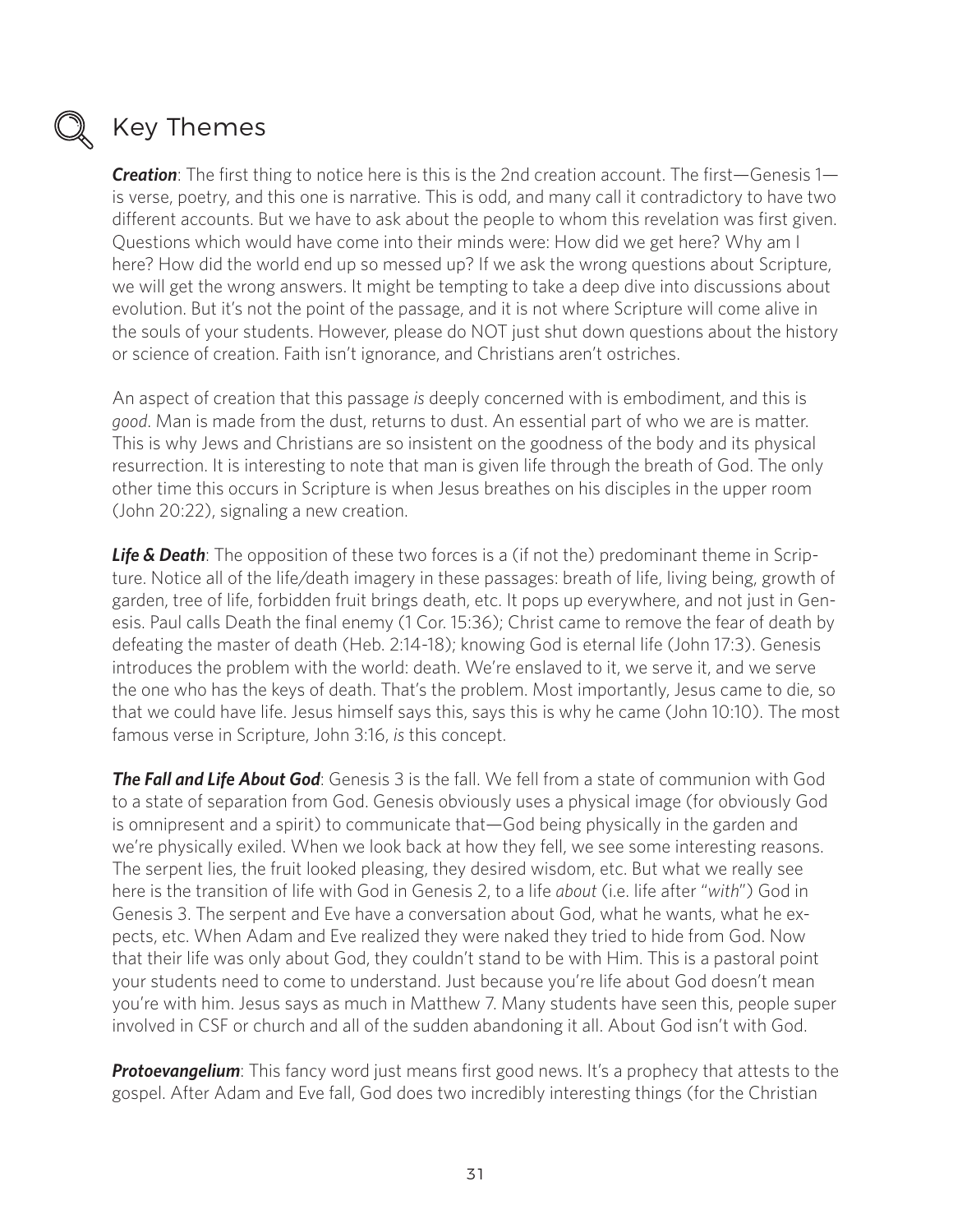## Key Themes

***Creation***: The first thing to notice here is this is the 2nd creation account. The first—Genesis 1—is verse, poetry, and this one is narrative. This is odd, and many call it contradictory to have two different accounts. But we have to ask about the people to whom this revelation was first given. Questions which would have come into their minds were: How did we get here? Why am I here? How did the world end up so messed up? If we ask the wrong questions about Scripture, we will get the wrong answers. It might be tempting to take a deep dive into discussions about evolution. But it's not the point of the passage, and it is not where Scripture will come alive in the souls of your students. However, please do NOT just shut down questions about the history or science of creation. Faith isn't ignorance, and Christians aren't ostriches.

An aspect of creation that this passage *is* deeply concerned with is embodiment, and this is *good*. Man is made from the dust, returns to dust. An essential part of who we are is matter. This is why Jews and Christians are so insistent on the goodness of the body and its physical resurrection. It is interesting to note that man is given life through the breath of God. The only other time this occurs in Scripture is when Jesus breathes on his disciples in the upper room (John 20:22), signaling a new creation.

***Life & Death***: The opposition of these two forces is a (if not the) predominant theme in Scripture. Notice all of the life/death imagery in these passages: breath of life, living being, growth of garden, tree of life, forbidden fruit brings death, etc. It pops up everywhere, and not just in Genesis. Paul calls Death the final enemy (1 Cor. 15:36); Christ came to remove the fear of death by defeating the master of death (Heb. 2:14-18); knowing God is eternal life (John 17:3). Genesis introduces the problem with the world: death. We're enslaved to it, we serve it, and we serve the one who has the keys of death. That's the problem. Most importantly, Jesus came to die, so that we could have life. Jesus himself says this, says this is why he came (John 10:10). The most famous verse in Scripture, John 3:16, *is* this concept.

***The Fall and Life About God***: Genesis 3 is the fall. We fell from a state of communion with God to a state of separation from God. Genesis obviously uses a physical image (for obviously God is omnipresent and a spirit) to communicate that—God being physically in the garden and we're physically exiled. When we look back at how they fell, we see some interesting reasons. The serpent lies, the fruit looked pleasing, they desired wisdom, etc. But what we really see here is the transition of life with God in Genesis 2, to a life *about* (i.e. life after "*with*") God in Genesis 3. The serpent and Eve have a conversation about God, what he wants, what he expects, etc. When Adam and Eve realized they were naked they tried to hide from God. Now that their life was only about God, they couldn't stand to be with Him. This is a pastoral point your students need to come to understand. Just because you're life about God doesn't mean you're with him. Jesus says as much in Matthew 7. Many students have seen this, people super involved in CSF or church and all of the sudden abandoning it all. About God isn't with God.

***Protoevangelium***: This fancy word just means first good news. It's a prophecy that attests to the gospel. After Adam and Eve fall, God does two incredibly interesting things (for the Christian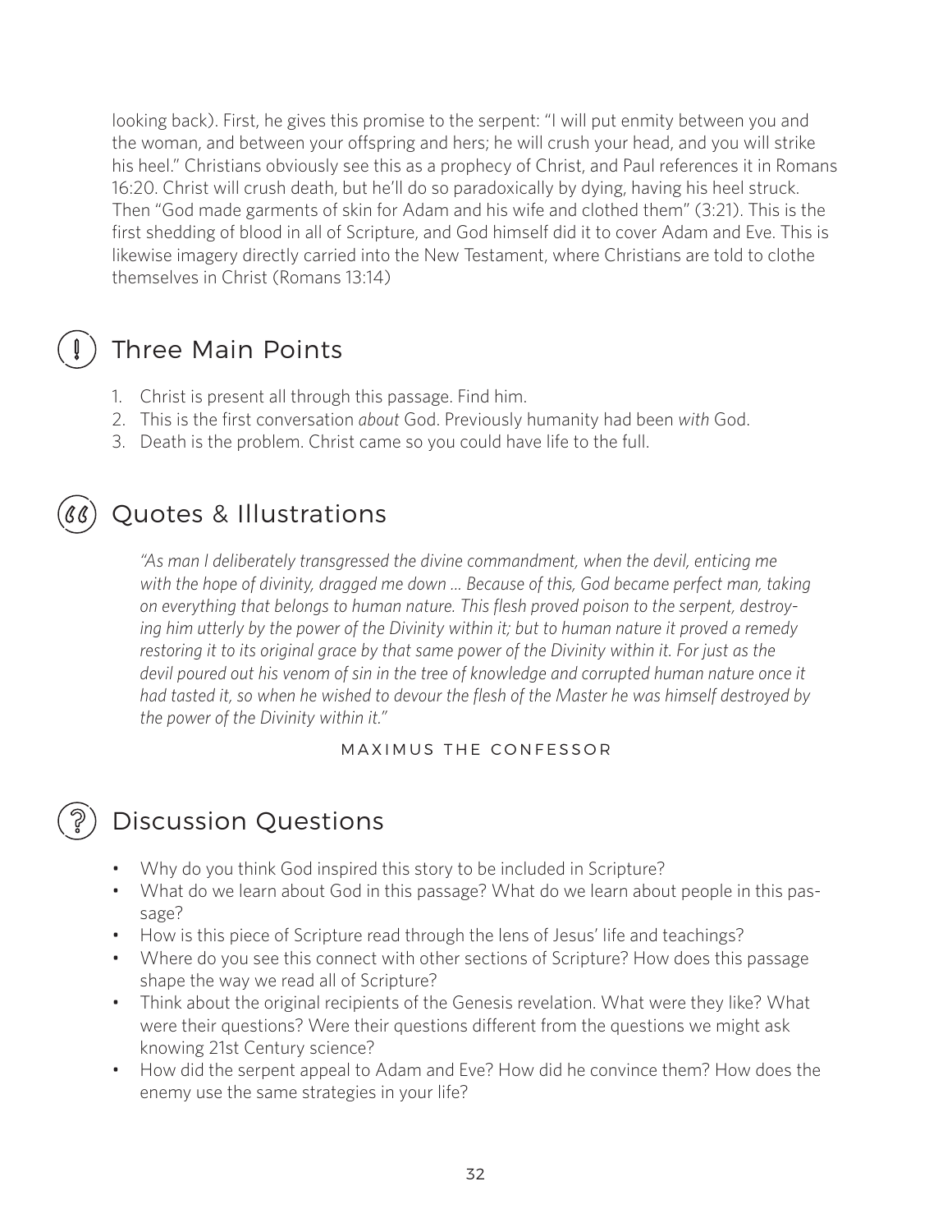looking back). First, he gives this promise to the serpent: "I will put enmity between you and the woman, and between your offspring and hers; he will crush your head, and you will strike his heel." Christians obviously see this as a prophecy of Christ, and Paul references it in Romans 16:20. Christ will crush death, but he'll do so paradoxically by dying, having his heel struck. Then "God made garments of skin for Adam and his wife and clothed them" (3:21). This is the first shedding of blood in all of Scripture, and God himself did it to cover Adam and Eve. This is likewise imagery directly carried into the New Testament, where Christians are told to clothe themselves in Christ (Romans 13:14)

## Three Main Points

1. Christ is present all through this passage. Find him.
2. This is the first conversation *about* God. Previously humanity had been *with* God.
3. Death is the problem. Christ came so you could have life to the full.

## Quotes & Illustrations

*"As man I deliberately transgressed the divine commandment, when the devil, enticing me with the hope of divinity, dragged me down ... Because of this, God became perfect man, taking on everything that belongs to human nature. This flesh proved poison to the serpent, destroying him utterly by the power of the Divinity within it; but to human nature it proved a remedy restoring it to its original grace by that same power of the Divinity within it. For just as the devil poured out his venom of sin in the tree of knowledge and corrupted human nature once it had tasted it, so when he wished to devour the flesh of the Master he was himself destroyed by the power of the Divinity within it."*

MAXIMUS THE CONFESSOR

## Discussion Questions

- Why do you think God inspired this story to be included in Scripture?
- What do we learn about God in this passage? What do we learn about people in this passage?
- How is this piece of Scripture read through the lens of Jesus' life and teachings?
- Where do you see this connect with other sections of Scripture? How does this passage shape the way we read all of Scripture?
- Think about the original recipients of the Genesis revelation. What were they like? What were their questions? Were their questions different from the questions we might ask knowing 21st Century science?
- How did the serpent appeal to Adam and Eve? How did he convince them? How does the enemy use the same strategies in your life?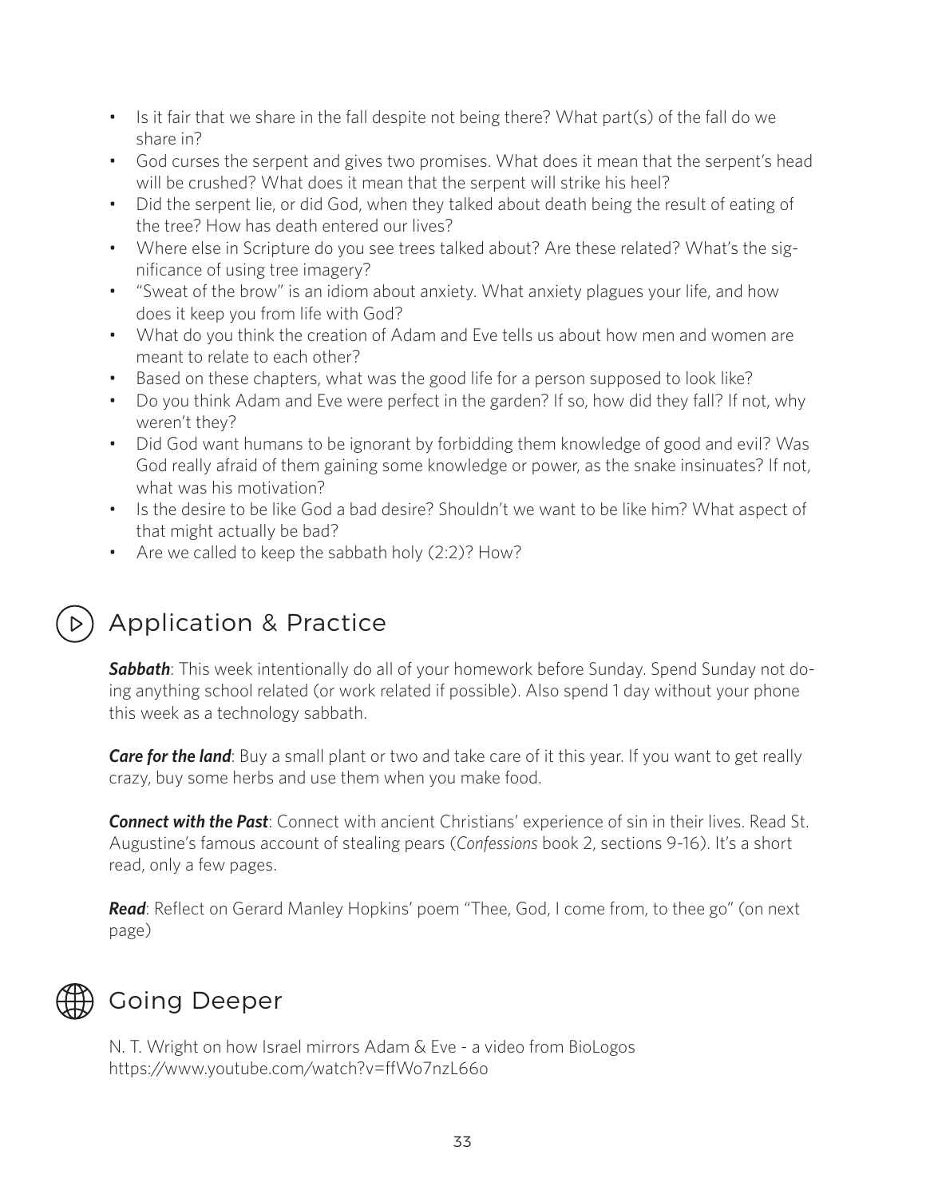- Is it fair that we share in the fall despite not being there? What part(s) of the fall do we share in?
- God curses the serpent and gives two promises. What does it mean that the serpent's head will be crushed? What does it mean that the serpent will strike his heel?
- Did the serpent lie, or did God, when they talked about death being the result of eating of the tree? How has death entered our lives?
- Where else in Scripture do you see trees talked about? Are these related? What's the significance of using tree imagery?
- "Sweat of the brow" is an idiom about anxiety. What anxiety plagues your life, and how does it keep you from life with God?
- What do you think the creation of Adam and Eve tells us about how men and women are meant to relate to each other?
- Based on these chapters, what was the good life for a person supposed to look like?
- Do you think Adam and Eve were perfect in the garden? If so, how did they fall? If not, why weren't they?
- Did God want humans to be ignorant by forbidding them knowledge of good and evil? Was God really afraid of them gaining some knowledge or power, as the snake insinuates? If not, what was his motivation?
- Is the desire to be like God a bad desire? Shouldn't we want to be like him? What aspect of that might actually be bad?
- Are we called to keep the sabbath holy (2:2)? How?

## Application & Practice

***Sabbath***: This week intentionally do all of your homework before Sunday. Spend Sunday not doing anything school related (or work related if possible). Also spend 1 day without your phone this week as a technology sabbath.

***Care for the land***: Buy a small plant or two and take care of it this year. If you want to get really crazy, buy some herbs and use them when you make food.

***Connect with the Past***: Connect with ancient Christians' experience of sin in their lives. Read St. Augustine's famous account of stealing pears (*Confessions* book 2, sections 9-16). It's a short read, only a few pages.

***Read***: Reflect on Gerard Manley Hopkins' poem "Thee, God, I come from, to thee go" (on next page)

## Going Deeper

N. T. Wright on how Israel mirrors Adam & Eve - a video from BioLogos
https://www.youtube.com/watch?v=ffWo7nzL66o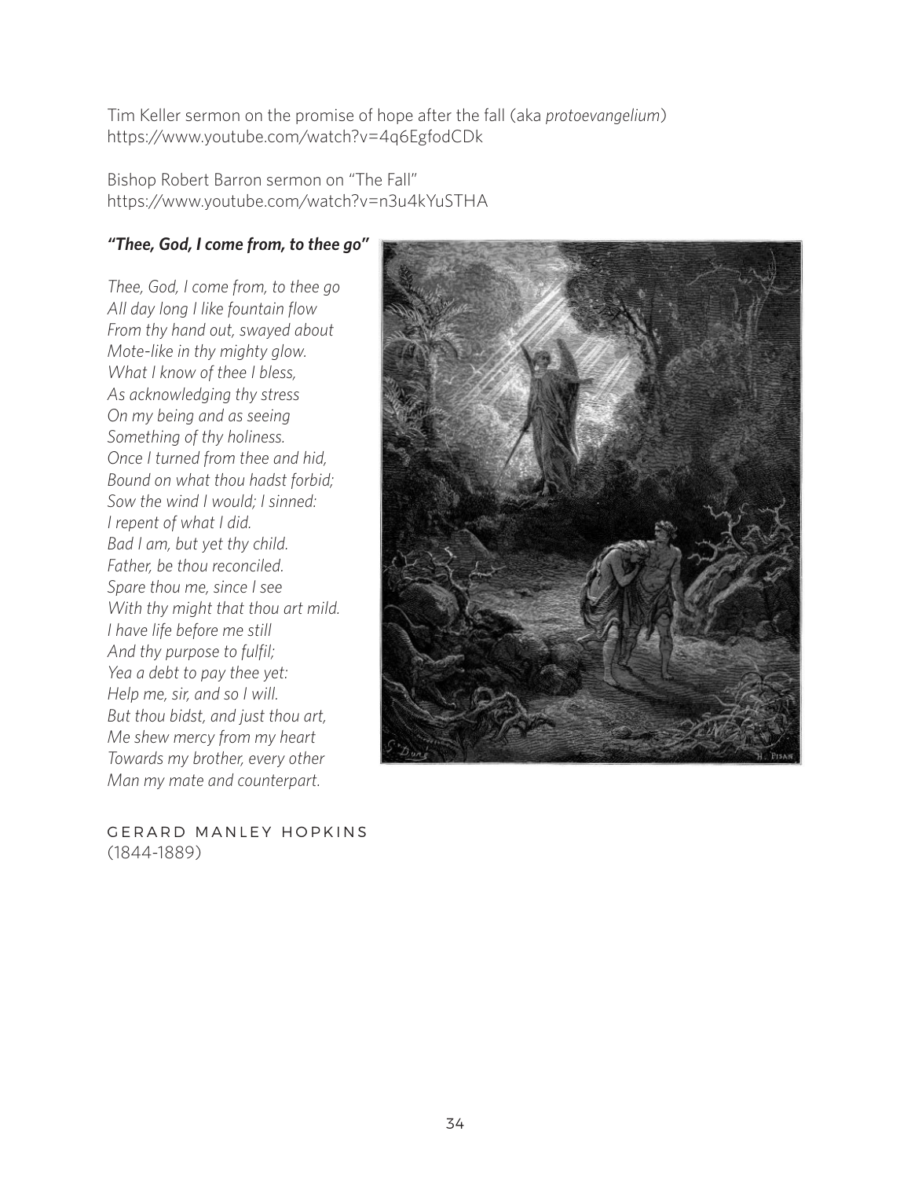Tim Keller sermon on the promise of hope after the fall (aka *protoevangelium*)
https://www.youtube.com/watch?v=4q6EgfodCDk

Bishop Robert Barron sermon on "The Fall"
https://www.youtube.com/watch?v=n3u4kYuSTHA

***"Thee, God, I come from, to thee go"***

*Thee, God, I come from, to thee go*
*All day long I like fountain flow*
*From thy hand out, swayed about*
*Mote-like in thy mighty glow.*
*What I know of thee I bless,*
*As acknowledging thy stress*
*On my being and as seeing*
*Something of thy holiness.*
*Once I turned from thee and hid,*
*Bound on what thou hadst forbid;*
*Sow the wind I would; I sinned:*
*I repent of what I did.*
*Bad I am, but yet thy child.*
*Father, be thou reconciled.*
*Spare thou me, since I see*
*With thy might that thou art mild.*
*I have life before me still*
*And thy purpose to fulfil;*
*Yea a debt to pay thee yet:*
*Help me, sir, and so I will.*
*But thou bidst, and just thou art,*
*Me shew mercy from my heart*
*Towards my brother, every other*
*Man my mate and counterpart.*

GERARD MANLEY HOPKINS
(1844-1889)